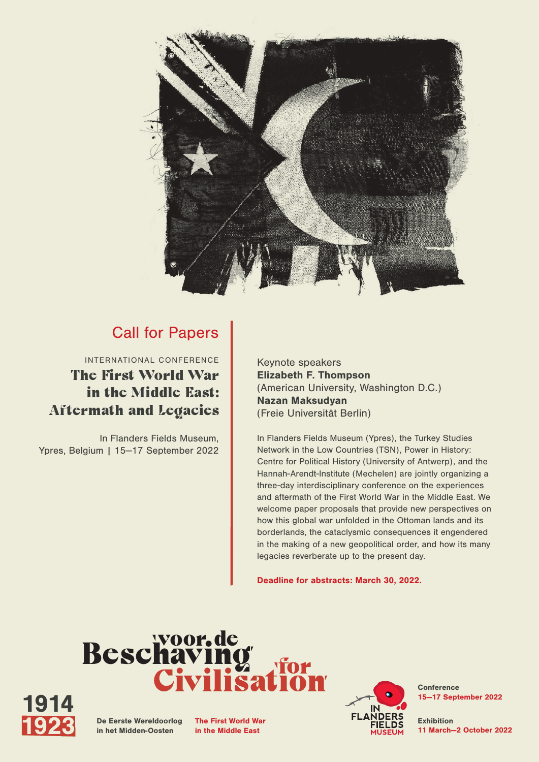## Call for Papers

INTERNATIONAL CONFERENCE

# The First World War in the Middle East: Aftermath and Legacies

In Flanders Fields Museum,
Ypres, Belgium | 15—17 September 2022

Keynote speakers

**Elizabeth F. Thompson**
(American University, Washington D.C.)

**Nazan Maksudyan**
(Freie Universität Berlin)

In Flanders Fields Museum (Ypres), the Turkey Studies Network in the Low Countries (TSN), Power in History: Centre for Political History (University of Antwerp), and the Hannah-Arendt-Institute (Mechelen) are jointly organizing a three-day interdisciplinary conference on the experiences and aftermath of the First World War in the Middle East. We welcome paper proposals that provide new perspectives on how this global war unfolded in the Ottoman lands and its borderlands, the cataclysmic consequences it engendered in the making of a new geopolitical order, and how its many legacies reverberate up to the present day.

**Deadline for abstracts: March 30, 2022.**

'voor de Beschaving' 'for Civilisation'

1914 1923

**De Eerste Wereldoorlog in het Midden-Oosten**

**The First World War in the Middle East**

IN FLANDERS FIELDS MUSEUM

**Conference**
**15—17 September 2022**

**Exhibition**
**11 March—2 October 2022**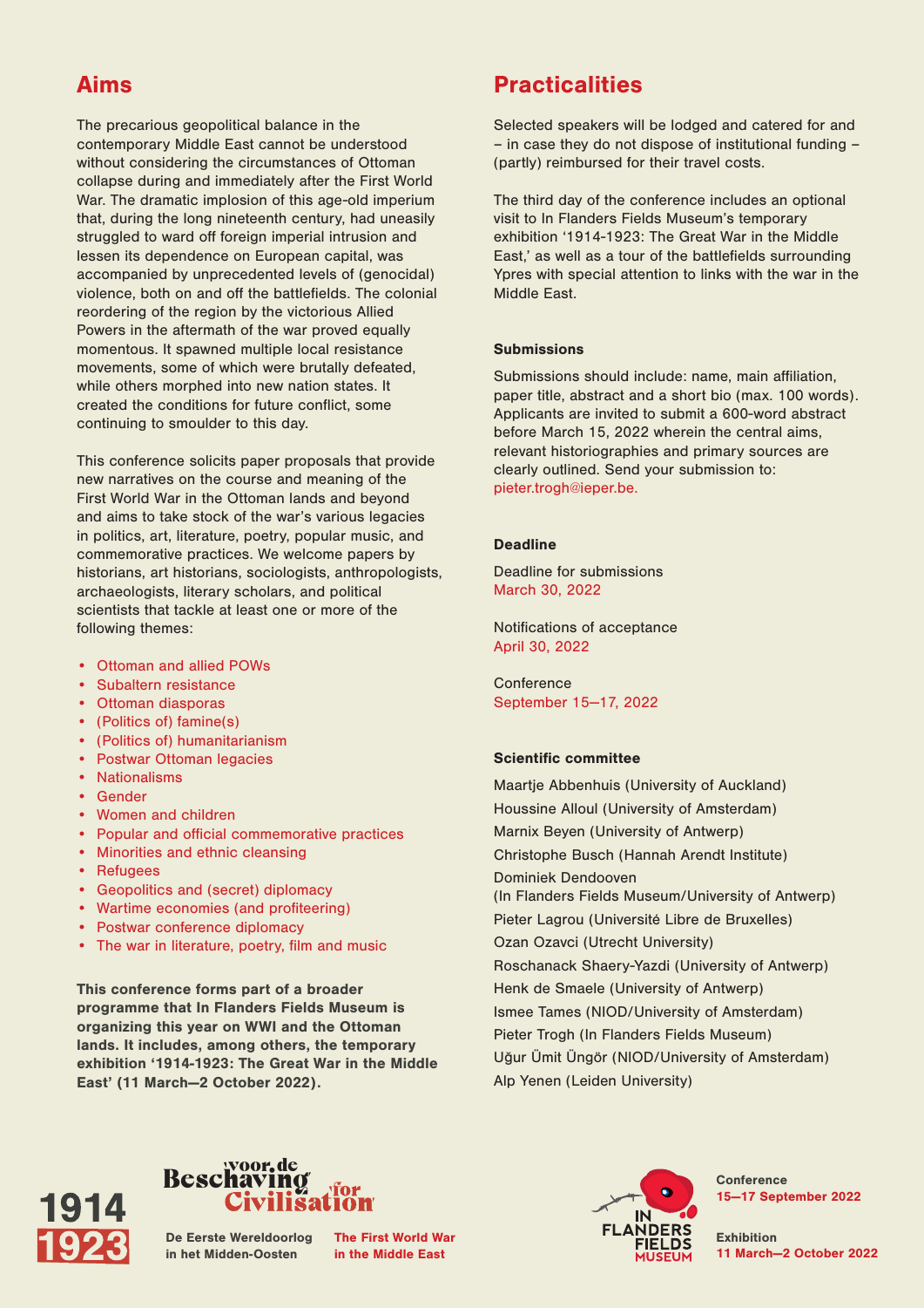## Aims

The precarious geopolitical balance in the contemporary Middle East cannot be understood without considering the circumstances of Ottoman collapse during and immediately after the First World War. The dramatic implosion of this age-old imperium that, during the long nineteenth century, had uneasily struggled to ward off foreign imperial intrusion and lessen its dependence on European capital, was accompanied by unprecedented levels of (genocidal) violence, both on and off the battlefields. The colonial reordering of the region by the victorious Allied Powers in the aftermath of the war proved equally momentous. It spawned multiple local resistance movements, some of which were brutally defeated, while others morphed into new nation states. It created the conditions for future conflict, some continuing to smoulder to this day.

This conference solicits paper proposals that provide new narratives on the course and meaning of the First World War in the Ottoman lands and beyond and aims to take stock of the war's various legacies in politics, art, literature, poetry, popular music, and commemorative practices. We welcome papers by historians, art historians, sociologists, anthropologists, archaeologists, literary scholars, and political scientists that tackle at least one or more of the following themes:

- Ottoman and allied POWs
- Subaltern resistance
- Ottoman diasporas
- (Politics of) famine(s)
- (Politics of) humanitarianism
- Postwar Ottoman legacies
- Nationalisms
- Gender
- Women and children
- Popular and official commemorative practices
- Minorities and ethnic cleansing
- Refugees
- Geopolitics and (secret) diplomacy
- Wartime economies (and profiteering)
- Postwar conference diplomacy
- The war in literature, poetry, film and music

**This conference forms part of a broader programme that In Flanders Fields Museum is organizing this year on WWI and the Ottoman lands. It includes, among others, the temporary exhibition '1914-1923: The Great War in the Middle East' (11 March—2 October 2022).**

## Practicalities

Selected speakers will be lodged and catered for and – in case they do not dispose of institutional funding – (partly) reimbursed for their travel costs.

The third day of the conference includes an optional visit to In Flanders Fields Museum's temporary exhibition '1914-1923: The Great War in the Middle East,' as well as a tour of the battlefields surrounding Ypres with special attention to links with the war in the Middle East.

### Submissions

Submissions should include: name, main affiliation, paper title, abstract and a short bio (max. 100 words). Applicants are invited to submit a 600-word abstract before March 15, 2022 wherein the central aims, relevant historiographies and primary sources are clearly outlined. Send your submission to: pieter.trogh@ieper.be.

### Deadline

Deadline for submissions
March 30, 2022

Notifications of acceptance
April 30, 2022

Conference
September 15—17, 2022

### Scientific committee

Maartje Abbenhuis (University of Auckland)
Houssine Alloul (University of Amsterdam)
Marnix Beyen (University of Antwerp)
Christophe Busch (Hannah Arendt Institute)
Dominiek Dendooven
(In Flanders Fields Museum/University of Antwerp)
Pieter Lagrou (Université Libre de Bruxelles)
Ozan Ozavci (Utrecht University)
Roschanack Shaery-Yazdi (University of Antwerp)
Henk de Smaele (University of Antwerp)
Ismee Tames (NIOD/University of Amsterdam)
Pieter Trogh (In Flanders Fields Museum)
Uğur Ümit Üngör (NIOD/University of Amsterdam)
Alp Yenen (Leiden University)

1914 1923

voor de Beschaving / for Civilisation

De Eerste Wereldoorlog in het Midden-Oosten

The First World War in the Middle East

IN FLANDERS FIELDS MUSEUM

Conference
15—17 September 2022

Exhibition
11 March—2 October 2022